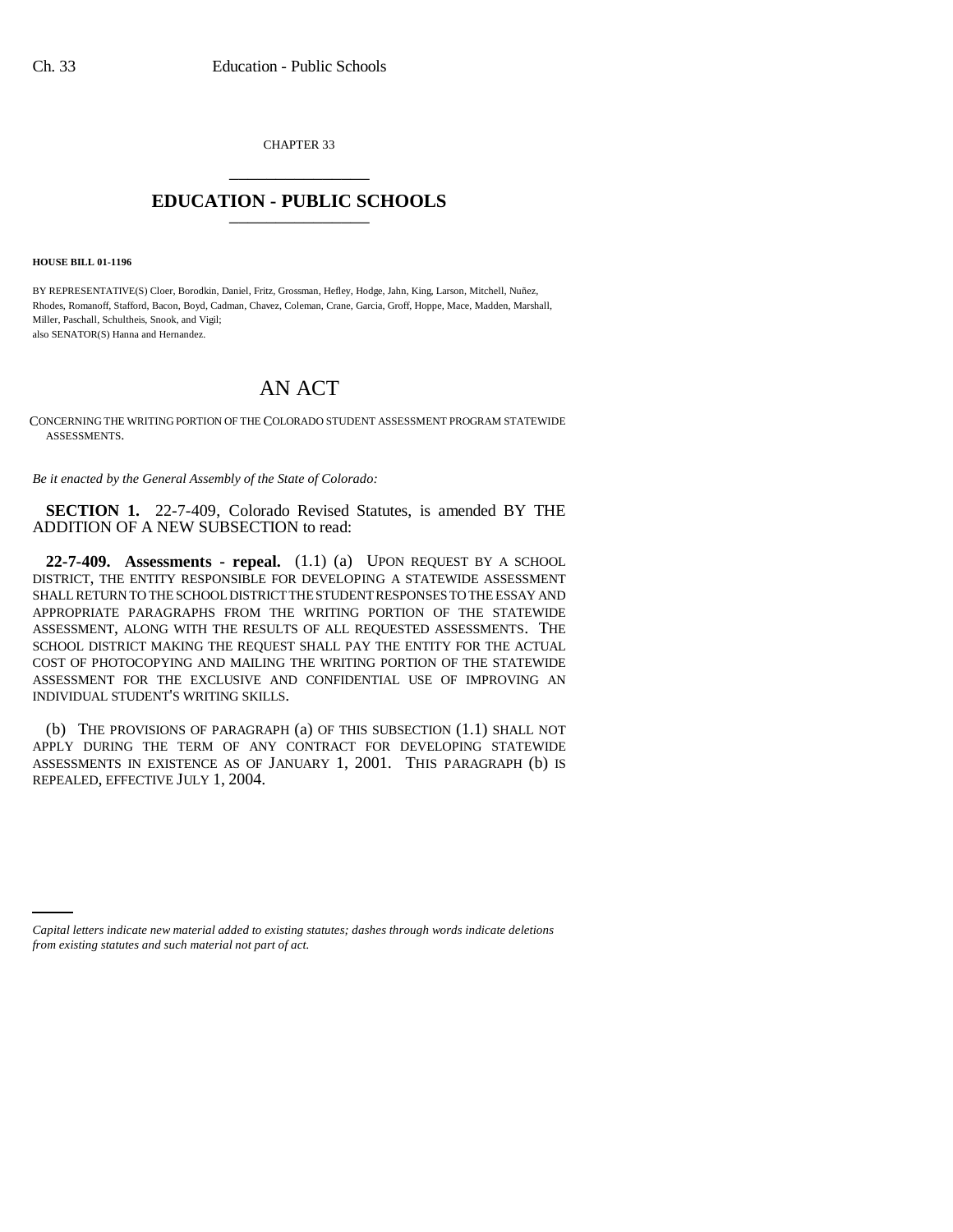CHAPTER 33

# EDUCATION - PUBLIC SCHOOLS

**HOUSE BILL 01-1196**

BY REPRESENTATIVE(S) Cloer, Borodkin, Daniel, Fritz, Grossman, Hefley, Hodge, Jahn, King, Larson, Mitchell, Nuñez, Rhodes, Romanoff, Stafford, Bacon, Boyd, Cadman, Chavez, Coleman, Crane, Garcia, Groff, Hoppe, Mace, Madden, Marshall, Miller, Paschall, Schultheis, Snook, and Vigil;
also SENATOR(S) Hanna and Hernandez.

# AN ACT

CONCERNING THE WRITING PORTION OF THE COLORADO STUDENT ASSESSMENT PROGRAM STATEWIDE ASSESSMENTS.

*Be it enacted by the General Assembly of the State of Colorado:*

**SECTION 1.** 22-7-409, Colorado Revised Statutes, is amended BY THE ADDITION OF A NEW SUBSECTION to read:

**22-7-409. Assessments - repeal.** (1.1) (a) UPON REQUEST BY A SCHOOL DISTRICT, THE ENTITY RESPONSIBLE FOR DEVELOPING A STATEWIDE ASSESSMENT SHALL RETURN TO THE SCHOOL DISTRICT THE STUDENT RESPONSES TO THE ESSAY AND APPROPRIATE PARAGRAPHS FROM THE WRITING PORTION OF THE STATEWIDE ASSESSMENT, ALONG WITH THE RESULTS OF ALL REQUESTED ASSESSMENTS. THE SCHOOL DISTRICT MAKING THE REQUEST SHALL PAY THE ENTITY FOR THE ACTUAL COST OF PHOTOCOPYING AND MAILING THE WRITING PORTION OF THE STATEWIDE ASSESSMENT FOR THE EXCLUSIVE AND CONFIDENTIAL USE OF IMPROVING AN INDIVIDUAL STUDENT'S WRITING SKILLS.

(b) THE PROVISIONS OF PARAGRAPH (a) OF THIS SUBSECTION (1.1) SHALL NOT APPLY DURING THE TERM OF ANY CONTRACT FOR DEVELOPING STATEWIDE ASSESSMENTS IN EXISTENCE AS OF JANUARY 1, 2001. THIS PARAGRAPH (b) IS REPEALED, EFFECTIVE JULY 1, 2004.

*Capital letters indicate new material added to existing statutes; dashes through words indicate deletions from existing statutes and such material not part of act.*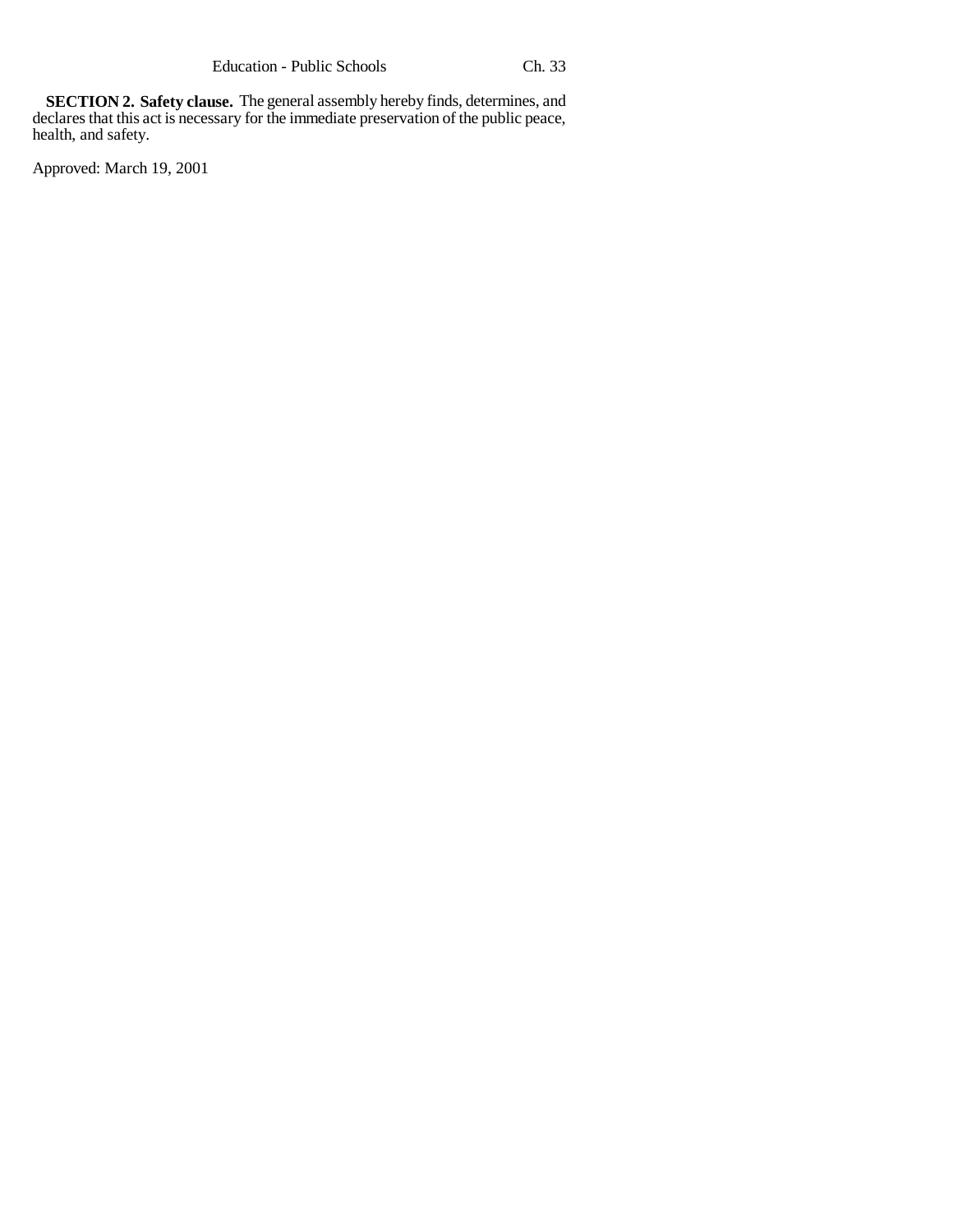**SECTION 2. Safety clause.** The general assembly hereby finds, determines, and declares that this act is necessary for the immediate preservation of the public peace, health, and safety.

Approved: March 19, 2001